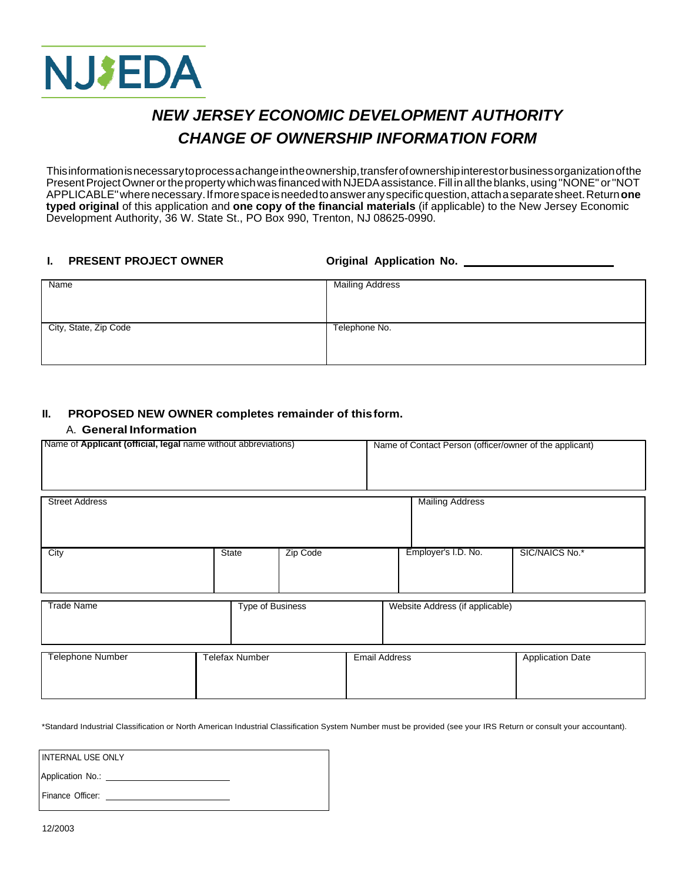NJEDA

# *NEW JERSEY ECONOMIC DEVELOPMENT AUTHORITY*
# *CHANGE OF OWNERSHIP INFORMATION FORM*

This information is necessary to process a change in the ownership, transfer of ownership interest or business organization of the Present Project Owner or the property which was financed with NJEDA assistance. Fill in all the blanks, using "NONE" or "NOT APPLICABLE" where necessary. If more space is needed to answer any specific question, attach a separate sheet. Return **one typed original** of this application and **one copy of the financial materials** (if applicable) to the New Jersey Economic Development Authority, 36 W. State St., PO Box 990, Trenton, NJ 08625-0990.

## I. PRESENT PROJECT OWNER

**Original Application No.** ______________________

| Name | Mailing Address |
|---|---|
| City, State, Zip Code | Telephone No. |

## II. PROPOSED NEW OWNER completes remainder of this form.

### A. General Information

| Name of **Applicant (official, legal** name without abbreviations) | Name of Contact Person (officer/owner of the applicant) |
|---|---|

| Street Address | | | Mailing Address | |
|---|---|---|---|---|
| City | State | Zip Code | Employer's I.D. No. | SIC/NAICS No.* |

| Trade Name | Type of Business | Website Address (if applicable) |
|---|---|---|

| Telephone Number | Telefax Number | Email Address | Application Date |
|---|---|---|---|

*Standard Industrial Classification or North American Industrial Classification System Number must be provided (see your IRS Return or consult your accountant).

| INTERNAL USE ONLY |
|---|
| Application No.: ______________________ |
| Finance Officer: ______________________ |

12/2003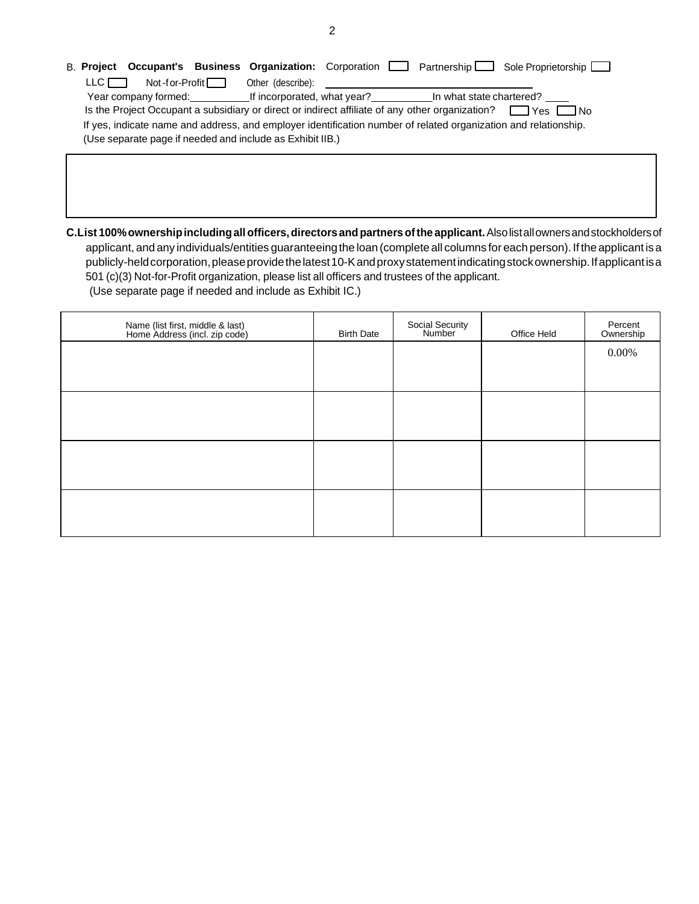B. **Project Occupant's Business Organization:** Corporation ☐ Partnership ☐ Sole Proprietorship ☐

LLC ☐ Not-for-Profit ☐ Other (describe): ____________________

Year company formed:__________ If incorporated, what year?__________ In what state chartered? ____

Is the Project Occupant a subsidiary or direct or indirect affiliate of any other organization? ☐ Yes ☐ No

If yes, indicate name and address, and employer identification number of related organization and relationship. (Use separate page if needed and include as Exhibit IIB.)

C. **List 100% ownership including all officers, directors and partners of the applicant.** Also list all owners and stockholders of applicant, and any individuals/entities guaranteeing the loan (complete all columns for each person). If the applicant is a publicly-held corporation, please provide the latest 10-K and proxy statement indicating stock ownership. If applicant is a 501 (c)(3) Not-for-Profit organization, please list all officers and trustees of the applicant. (Use separate page if needed and include as Exhibit IC.)

| Name (list first, middle & last) Home Address (incl. zip code) | Birth Date | Social Security Number | Office Held | Percent Ownership |
|---|---|---|---|---|
| | | | | 0.00% |
| | | | | |
| | | | | |
| | | | | |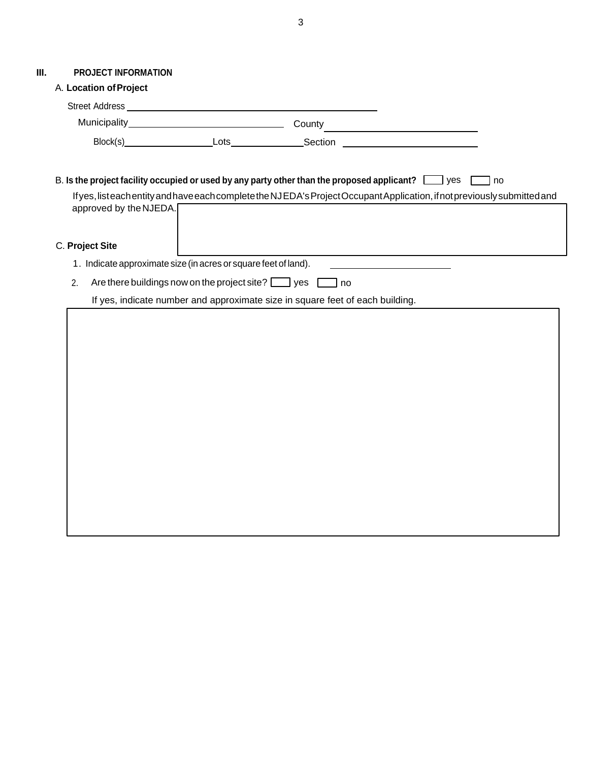## III. PROJECT INFORMATION

A. **Location of Project**

Street Address ______________________________

Municipality ______________________ County ______________________

Block(s) ______________ Lots ______________ Section ______________________

B. **Is the project facility occupied or used by any party other than the proposed applicant?** ☐ yes ☐ no

If yes, list each entity and have each complete the NJEDA's Project Occupant Application, if not previously submitted and approved by the NJEDA.

C. **Project Site**

1. Indicate approximate size (in acres or square feet of land). ______________________

2. Are there buildings now on the project site? ☐ yes ☐ no

   If yes, indicate number and approximate size in square feet of each building.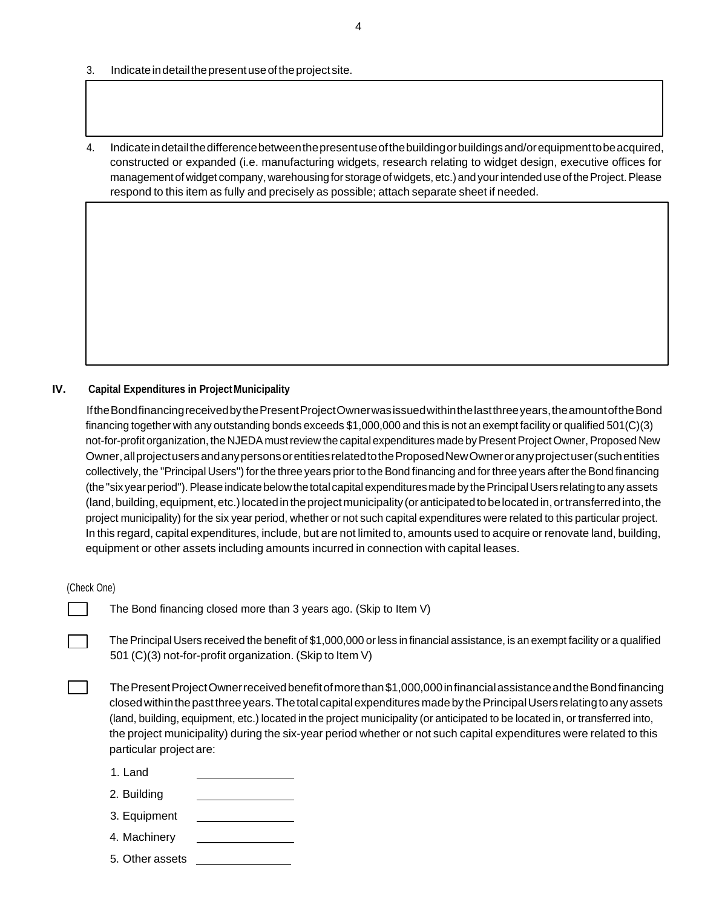3. Indicate in detail the present use of the project site.

4. Indicate in detail the difference between the present use of the building or buildings and/or equipment to be acquired, constructed or expanded (i.e. manufacturing widgets, research relating to widget design, executive offices for management of widget company, warehousing for storage of widgets, etc.) and your intended use of the Project. Please respond to this item as fully and precisely as possible; attach separate sheet if needed.

## IV. Capital Expenditures in Project Municipality

If the Bond financing received by the Present Project Owner was issued within the last three years, the amount of the Bond financing together with any outstanding bonds exceeds $1,000,000 and this is not an exempt facility or qualified 501(C)(3) not-for-profit organization, the NJEDA must review the capital expenditures made by Present Project Owner, Proposed New Owner, all project users and any persons or entities related to the Proposed New Owner or any project user (such entities collectively, the "Principal Users") for the three years prior to the Bond financing and for three years after the Bond financing (the "six year period"). Please indicate below the total capital expenditures made by the Principal Users relating to any assets (land, building, equipment, etc.) located in the project municipality (or anticipated to be located in, or transferred into, the project municipality) for the six year period, whether or not such capital expenditures were related to this particular project. In this regard, capital expenditures, include, but are not limited to, amounts used to acquire or renovate land, building, equipment or other assets including amounts incurred in connection with capital leases.

(Check One)

☐ The Bond financing closed more than 3 years ago. (Skip to Item V)

☐ The Principal Users received the benefit of $1,000,000 or less in financial assistance, is an exempt facility or a qualified 501 (C)(3) not-for-profit organization. (Skip to Item V)

☐ The Present Project Owner received benefit of more than $1,000,000 in financial assistance and the Bond financing closed within the past three years. The total capital expenditures made by the Principal Users relating to any assets (land, building, equipment, etc.) located in the project municipality (or anticipated to be located in, or transferred into, the project municipality) during the six-year period whether or not such capital expenditures were related to this particular project are:

1. Land ______________
2. Building ______________
3. Equipment ______________
4. Machinery ______________
5. Other assets ______________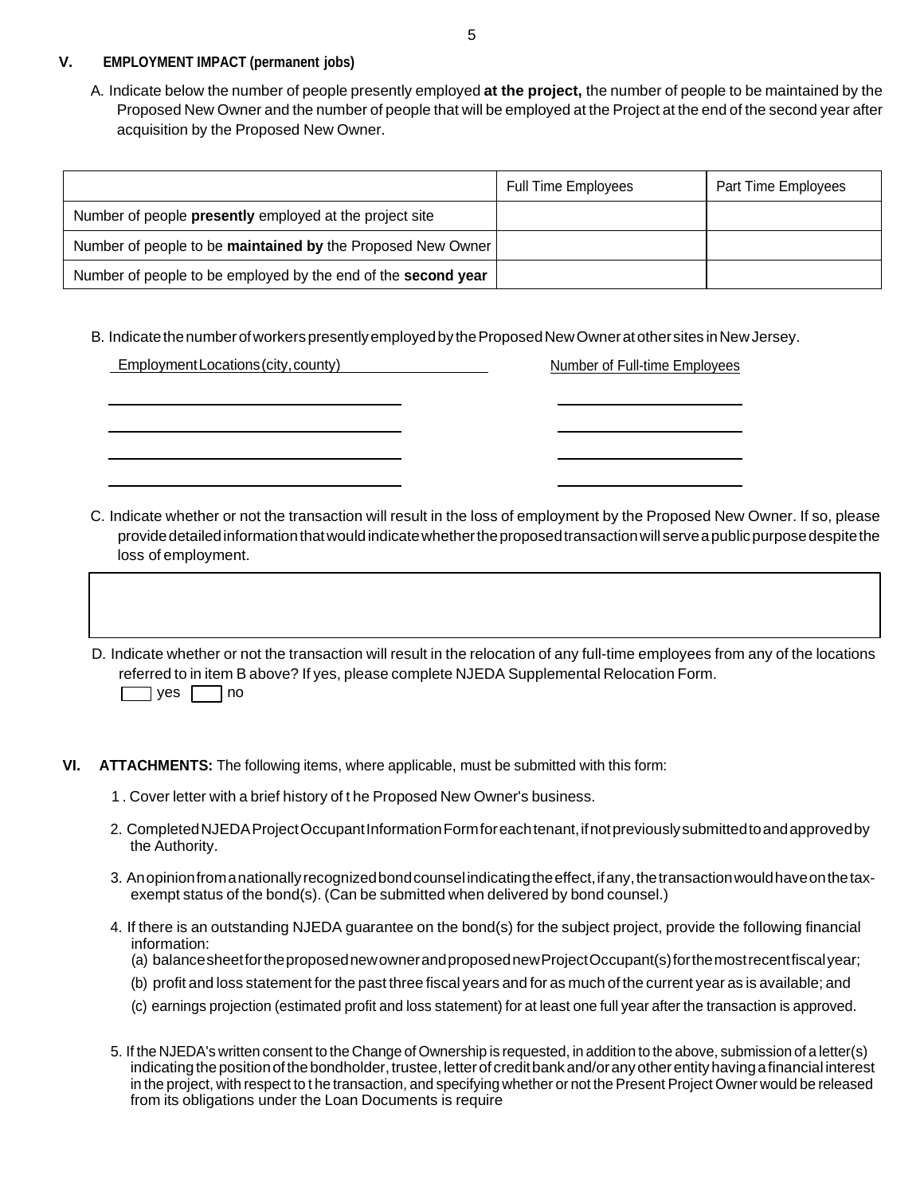## V. EMPLOYMENT IMPACT (permanent jobs)

A. Indicate below the number of people presently employed **at the project,** the number of people to be maintained by the Proposed New Owner and the number of people that will be employed at the Project at the end of the second year after acquisition by the Proposed New Owner.

| | Full Time Employees | Part Time Employees |
|---|---|---|
| Number of people **presently** employed at the project site | | |
| Number of people to be **maintained by** the Proposed New Owner | | |
| Number of people to be employed by the end of the **second year** | | |

B. Indicate the number of workers presently employed by the Proposed New Owner at other sites in New Jersey.

| Employment Locations (city, county) | Number of Full-time Employees |
|---|---|
| | |
| | |
| | |
| | |

C. Indicate whether or not the transaction will result in the loss of employment by the Proposed New Owner. If so, please provide detailed information that would indicate whether the proposed transaction will serve a public purpose despite the loss of employment.

D. Indicate whether or not the transaction will result in the relocation of any full-time employees from any of the locations referred to in item B above? If yes, please complete NJEDA Supplemental Relocation Form.

☐ yes ☐ no

## VI. ATTACHMENTS:

The following items, where applicable, must be submitted with this form:

1. Cover letter with a brief history of the Proposed New Owner's business.
2. Completed NJEDA Project Occupant Information Form for each tenant, if not previously submitted to and approved by the Authority.
3. An opinion from a nationally recognized bond counsel indicating the effect, if any, the transaction would have on the tax-exempt status of the bond(s). (Can be submitted when delivered by bond counsel.)
4. If there is an outstanding NJEDA guarantee on the bond(s) for the subject project, provide the following financial information:
   (a) balance sheet for the proposed new owner and proposed new Project Occupant(s) for the most recent fiscal year;
   (b) profit and loss statement for the past three fiscal years and for as much of the current year as is available; and
   (c) earnings projection (estimated profit and loss statement) for at least one full year after the transaction is approved.
5. If the NJEDA's written consent to the Change of Ownership is requested, in addition to the above, submission of a letter(s) indicating the position of the bondholder, trustee, letter of credit bank and/or any other entity having a financial interest in the project, with respect to the transaction, and specifying whether or not the Present Project Owner would be released from its obligations under the Loan Documents is require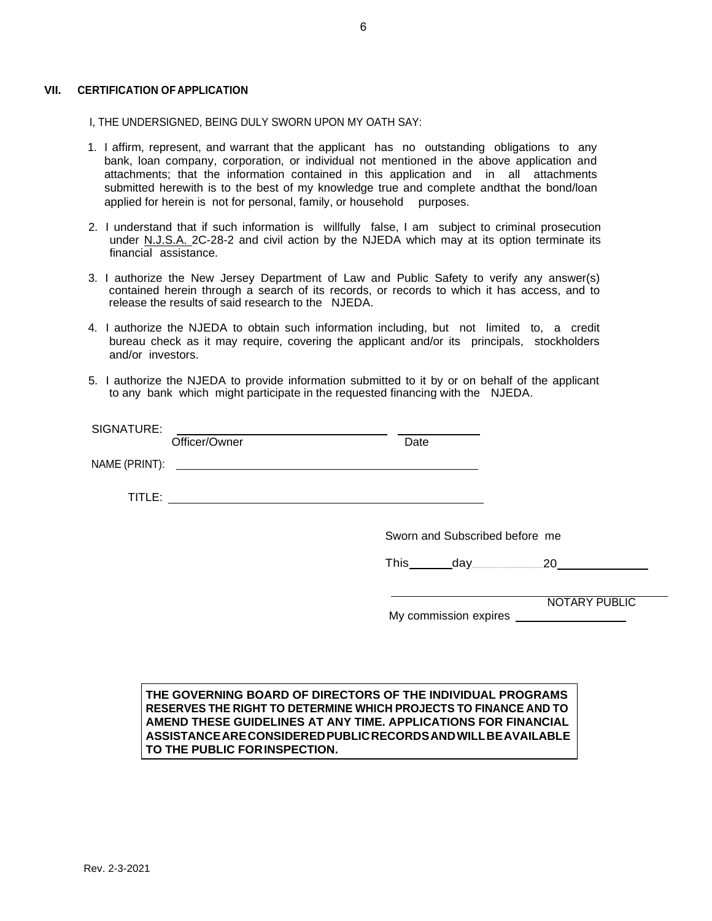## VII. CERTIFICATION OF APPLICATION

I, THE UNDERSIGNED, BEING DULY SWORN UPON MY OATH SAY:

1. I affirm, represent, and warrant that the applicant has no outstanding obligations to any bank, loan company, corporation, or individual not mentioned in the above application and attachments; that the information contained in this application and in all attachments submitted herewith is to the best of my knowledge true and complete andthat the bond/loan applied for herein is not for personal, family, or household purposes.
2. I understand that if such information is willfully false, I am subject to criminal prosecution under N.J.S.A. 2C-28-2 and civil action by the NJEDA which may at its option terminate its financial assistance.
3. I authorize the New Jersey Department of Law and Public Safety to verify any answer(s) contained herein through a search of its records, or records to which it has access, and to release the results of said research to the NJEDA.
4. I authorize the NJEDA to obtain such information including, but not limited to, a credit bureau check as it may require, covering the applicant and/or its principals, stockholders and/or investors.
5. I authorize the NJEDA to provide information submitted to it by or on behalf of the applicant to any bank which might participate in the requested financing with the NJEDA.

SIGNATURE: ______________________________ ____________
Officer/Owner Date

NAME (PRINT): ______________________________

TITLE: ______________________________

Sworn and Subscribed before me

This______day____________20____________

______________________________
NOTARY PUBLIC

My commission expires ________________

**THE GOVERNING BOARD OF DIRECTORS OF THE INDIVIDUAL PROGRAMS RESERVES THE RIGHT TO DETERMINE WHICH PROJECTS TO FINANCE AND TO AMEND THESE GUIDELINES AT ANY TIME. APPLICATIONS FOR FINANCIAL ASSISTANCE ARE CONSIDERED PUBLIC RECORDS AND WILL BE AVAILABLE TO THE PUBLIC FOR INSPECTION.**

Rev. 2-3-2021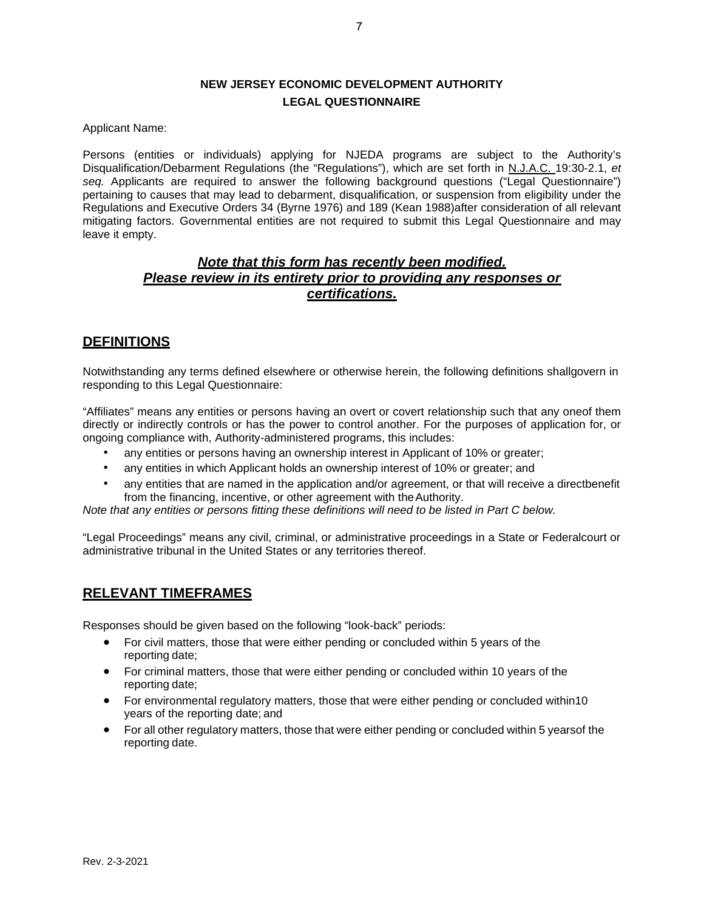**NEW JERSEY ECONOMIC DEVELOPMENT AUTHORITY**

**LEGAL QUESTIONNAIRE**

Applicant Name:

Persons (entities or individuals) applying for NJEDA programs are subject to the Authority's Disqualification/Debarment Regulations (the "Regulations"), which are set forth in N.J.A.C. 19:30-2.1, *et seq.* Applicants are required to answer the following background questions ("Legal Questionnaire") pertaining to causes that may lead to debarment, disqualification, or suspension from eligibility under the Regulations and Executive Orders 34 (Byrne 1976) and 189 (Kean 1988)after consideration of all relevant mitigating factors. Governmental entities are not required to submit this Legal Questionnaire and may leave it empty.

***Note that this form has recently been modified.***
***Please review in its entirety prior to providing any responses or certifications.***

## DEFINITIONS

Notwithstanding any terms defined elsewhere or otherwise herein, the following definitions shallgovern in responding to this Legal Questionnaire:

"Affiliates" means any entities or persons having an overt or covert relationship such that any oneof them directly or indirectly controls or has the power to control another. For the purposes of application for, or ongoing compliance with, Authority-administered programs, this includes:

- any entities or persons having an ownership interest in Applicant of 10% or greater;
- any entities in which Applicant holds an ownership interest of 10% or greater; and
- any entities that are named in the application and/or agreement, or that will receive a directbenefit from the financing, incentive, or other agreement with the Authority.

*Note that any entities or persons fitting these definitions will need to be listed in Part C below.*

"Legal Proceedings" means any civil, criminal, or administrative proceedings in a State or Federalcourt or administrative tribunal in the United States or any territories thereof.

## RELEVANT TIMEFRAMES

Responses should be given based on the following "look-back" periods:

- For civil matters, those that were either pending or concluded within 5 years of the reporting date;
- For criminal matters, those that were either pending or concluded within 10 years of the reporting date;
- For environmental regulatory matters, those that were either pending or concluded within10 years of the reporting date; and
- For all other regulatory matters, those that were either pending or concluded within 5 yearsof the reporting date.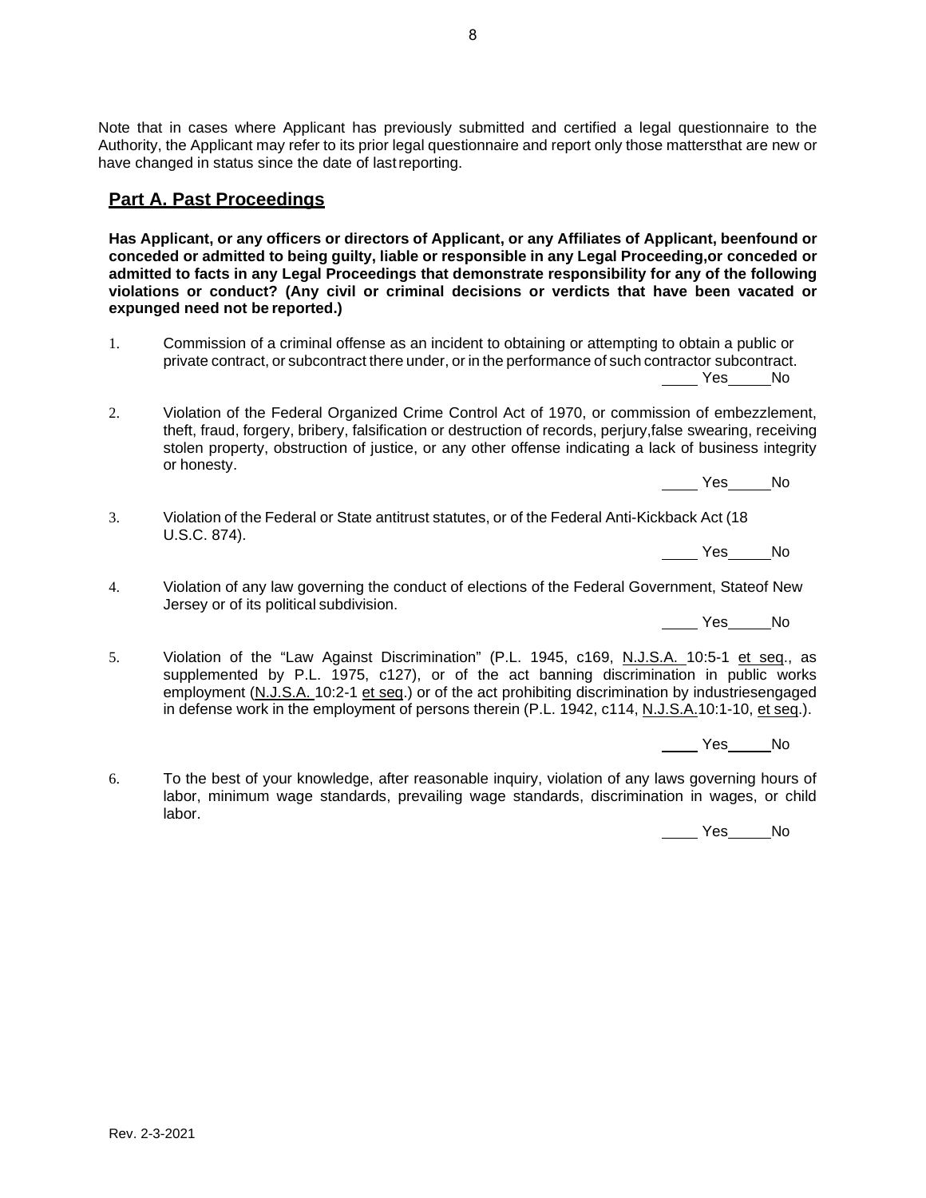Note that in cases where Applicant has previously submitted and certified a legal questionnaire to the Authority, the Applicant may refer to its prior legal questionnaire and report only those mattersthat are new or have changed in status since the date of last reporting.

## Part A. Past Proceedings

**Has Applicant, or any officers or directors of Applicant, or any Affiliates of Applicant, beenfound or conceded or admitted to being guilty, liable or responsible in any Legal Proceeding,or conceded or admitted to facts in any Legal Proceedings that demonstrate responsibility for any of the following violations or conduct? (Any civil or criminal decisions or verdicts that have been vacated or expunged need not be reported.)**

1. Commission of a criminal offense as an incident to obtaining or attempting to obtain a public or private contract, or subcontract there under, or in the performance of such contractor subcontract.

   \_\_\_\_ Yes\_\_\_\_\_No

2. Violation of the Federal Organized Crime Control Act of 1970, or commission of embezzlement, theft, fraud, forgery, bribery, falsification or destruction of records, perjury,false swearing, receiving stolen property, obstruction of justice, or any other offense indicating a lack of business integrity or honesty.

   \_\_\_\_ Yes\_\_\_\_\_No

3. Violation of the Federal or State antitrust statutes, or of the Federal Anti-Kickback Act (18 U.S.C. 874).

   \_\_\_\_ Yes\_\_\_\_\_No

4. Violation of any law governing the conduct of elections of the Federal Government, Stateof New Jersey or of its political subdivision.

   \_\_\_\_ Yes\_\_\_\_\_No

5. Violation of the "Law Against Discrimination" (P.L. 1945, c169, N.J.S.A. 10:5-1 et seq., as supplemented by P.L. 1975, c127), or of the act banning discrimination in public works employment (N.J.S.A. 10:2-1 et seq.) or of the act prohibiting discrimination by industriesengaged in defense work in the employment of persons therein (P.L. 1942, c114, N.J.S.A.10:1-10, et seq.).

   \_\_\_\_ Yes\_\_\_\_\_No

6. To the best of your knowledge, after reasonable inquiry, violation of any laws governing hours of labor, minimum wage standards, prevailing wage standards, discrimination in wages, or child labor.

   \_\_\_\_ Yes\_\_\_\_\_No

Rev. 2-3-2021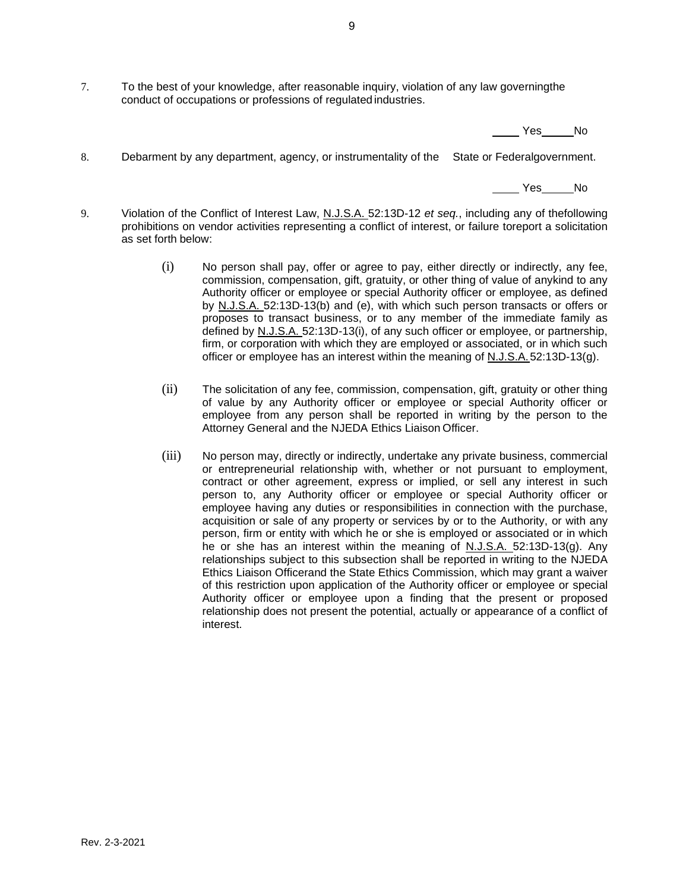7. To the best of your knowledge, after reasonable inquiry, violation of any law governingthe conduct of occupations or professions of regulated industries.

____ Yes ____ No

8. Debarment by any department, agency, or instrumentality of the State or Federalgovernment.

____ Yes ____ No

9. Violation of the Conflict of Interest Law, N.J.S.A. 52:13D-12 *et seq.*, including any of thefollowing prohibitions on vendor activities representing a conflict of interest, or failure toreport a solicitation as set forth below:

   (i) No person shall pay, offer or agree to pay, either directly or indirectly, any fee, commission, compensation, gift, gratuity, or other thing of value of anykind to any Authority officer or employee or special Authority officer or employee, as defined by N.J.S.A. 52:13D-13(b) and (e), with which such person transacts or offers or proposes to transact business, or to any member of the immediate family as defined by N.J.S.A. 52:13D-13(i), of any such officer or employee, or partnership, firm, or corporation with which they are employed or associated, or in which such officer or employee has an interest within the meaning of N.J.S.A. 52:13D-13(g).

   (ii) The solicitation of any fee, commission, compensation, gift, gratuity or other thing of value by any Authority officer or employee or special Authority officer or employee from any person shall be reported in writing by the person to the Attorney General and the NJEDA Ethics Liaison Officer.

   (iii) No person may, directly or indirectly, undertake any private business, commercial or entrepreneurial relationship with, whether or not pursuant to employment, contract or other agreement, express or implied, or sell any interest in such person to, any Authority officer or employee or special Authority officer or employee having any duties or responsibilities in connection with the purchase, acquisition or sale of any property or services by or to the Authority, or with any person, firm or entity with which he or she is employed or associated or in which he or she has an interest within the meaning of N.J.S.A. 52:13D-13(g). Any relationships subject to this subsection shall be reported in writing to the NJEDA Ethics Liaison Officerand the State Ethics Commission, which may grant a waiver of this restriction upon application of the Authority officer or employee or special Authority officer or employee upon a finding that the present or proposed relationship does not present the potential, actually or appearance of a conflict of interest.

Rev. 2-3-2021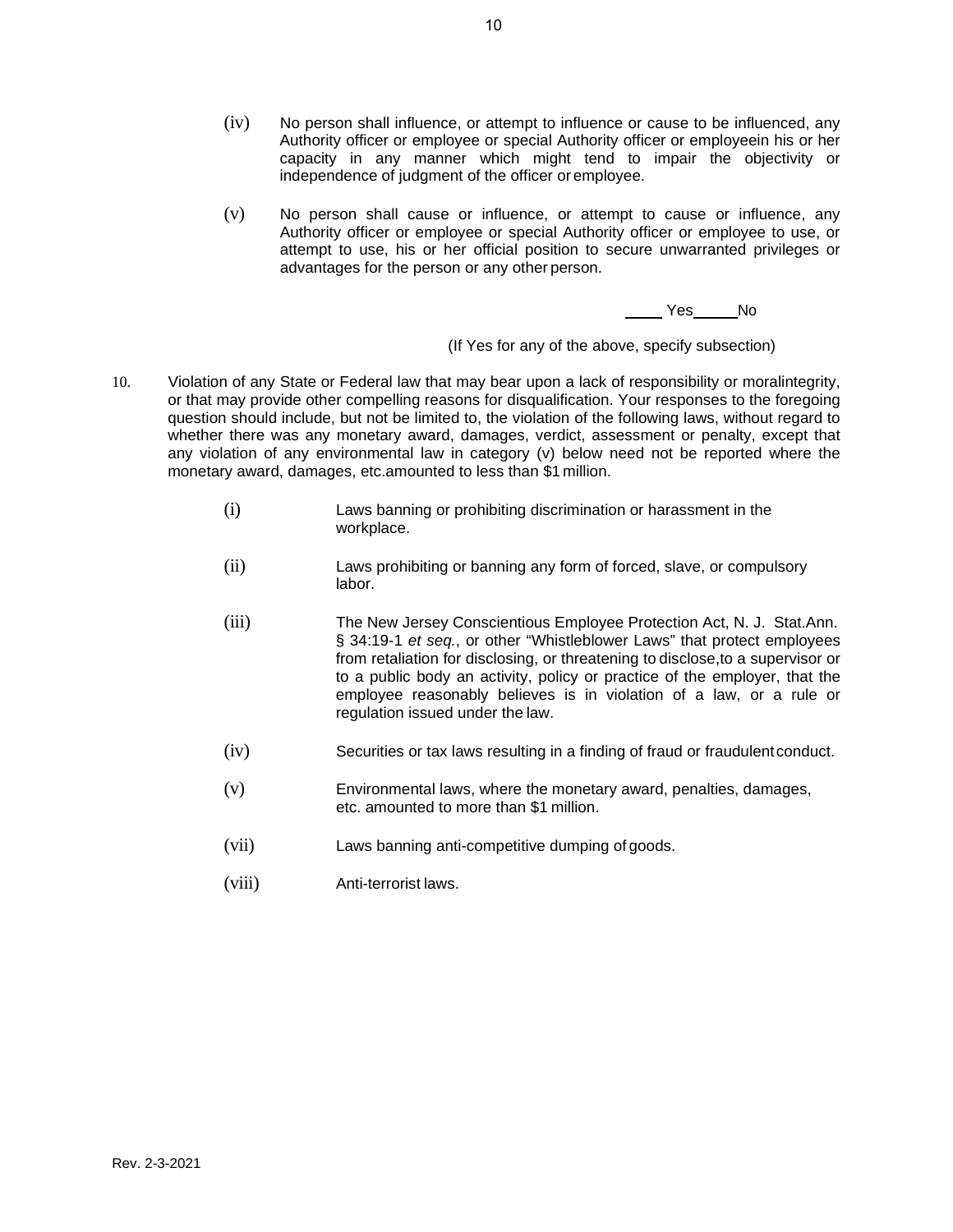(iv) No person shall influence, or attempt to influence or cause to be influenced, any Authority officer or employee or special Authority officer or employeein his or her capacity in any manner which might tend to impair the objectivity or independence of judgment of the officer or employee.

(v) No person shall cause or influence, or attempt to cause or influence, any Authority officer or employee or special Authority officer or employee to use, or attempt to use, his or her official position to secure unwarranted privileges or advantages for the person or any other person.

\_\_\_\_ Yes\_\_\_\_\_No

(If Yes for any of the above, specify subsection)

10. Violation of any State or Federal law that may bear upon a lack of responsibility or moralintegrity, or that may provide other compelling reasons for disqualification. Your responses to the foregoing question should include, but not be limited to, the violation of the following laws, without regard to whether there was any monetary award, damages, verdict, assessment or penalty, except that any violation of any environmental law in category (v) below need not be reported where the monetary award, damages, etc.amounted to less than $1 million.

    (i) Laws banning or prohibiting discrimination or harassment in the workplace.

    (ii) Laws prohibiting or banning any form of forced, slave, or compulsory labor.

    (iii) The New Jersey Conscientious Employee Protection Act, N. J. Stat.Ann. § 34:19-1 *et seq.*, or other "Whistleblower Laws" that protect employees from retaliation for disclosing, or threatening to disclose,to a supervisor or to a public body an activity, policy or practice of the employer, that the employee reasonably believes is in violation of a law, or a rule or regulation issued under the law.

    (iv) Securities or tax laws resulting in a finding of fraud or fraudulent conduct.

    (v) Environmental laws, where the monetary award, penalties, damages, etc. amounted to more than $1 million.

    (vii) Laws banning anti-competitive dumping of goods.

    (viii) Anti-terrorist laws.

Rev. 2-3-2021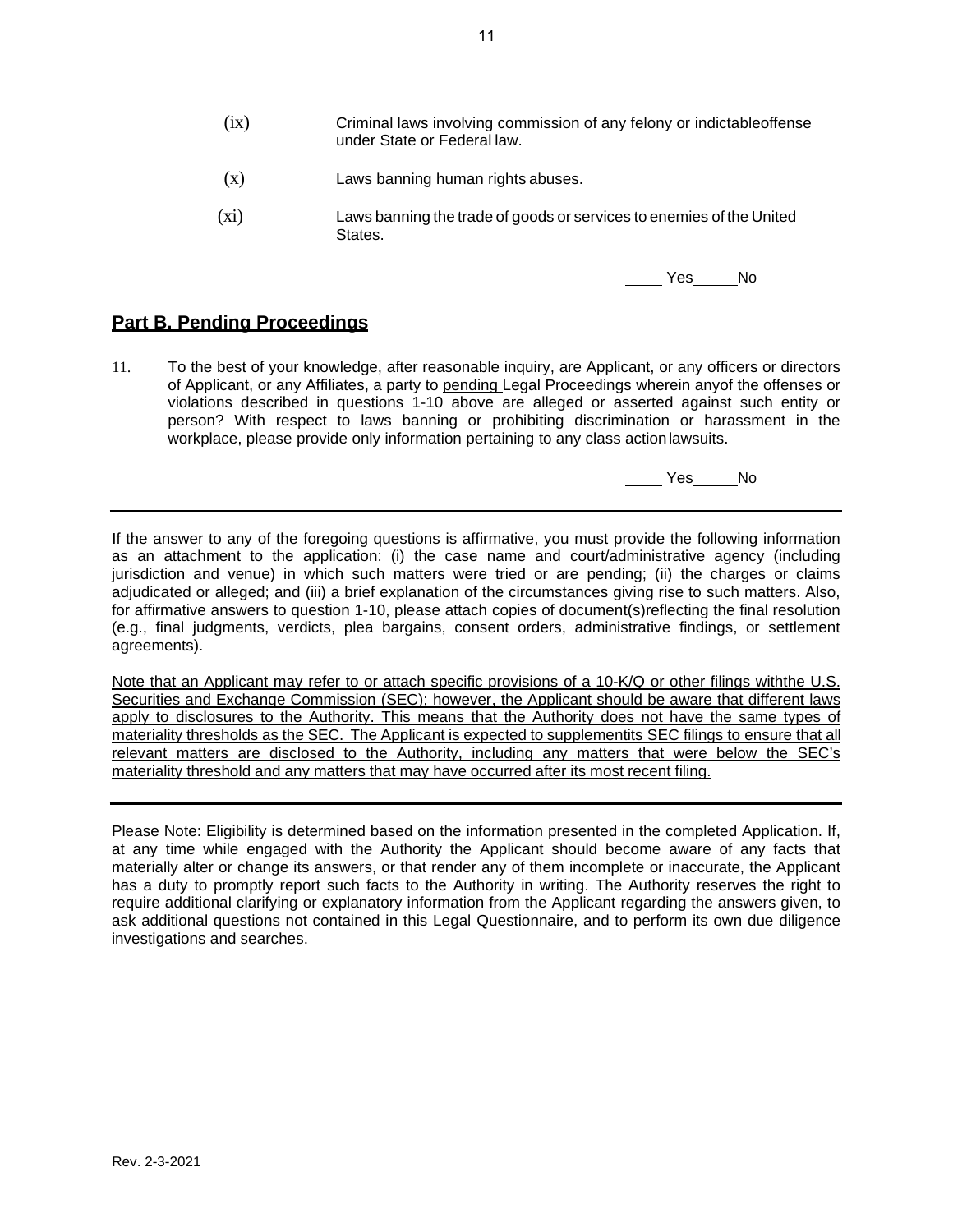(ix) Criminal laws involving commission of any felony or indictableoffense under State or Federal law.

(x) Laws banning human rights abuses.

(xi) Laws banning the trade of goods or services to enemies of the United States.

\_\_\_\_ Yes\_\_\_\_\_No

## Part B. Pending Proceedings

11. To the best of your knowledge, after reasonable inquiry, are Applicant, or any officers or directors of Applicant, or any Affiliates, a party to <u>pending</u> Legal Proceedings wherein anyof the offenses or violations described in questions 1-10 above are alleged or asserted against such entity or person? With respect to laws banning or prohibiting discrimination or harassment in the workplace, please provide only information pertaining to any class actionlawsuits.

\_\_\_\_ Yes\_\_\_\_\_No

---

If the answer to any of the foregoing questions is affirmative, you must provide the following information as an attachment to the application: (i) the case name and court/administrative agency (including jurisdiction and venue) in which such matters were tried or are pending; (ii) the charges or claims adjudicated or alleged; and (iii) a brief explanation of the circumstances giving rise to such matters. Also, for affirmative answers to question 1-10, please attach copies of document(s)reflecting the final resolution (e.g., final judgments, verdicts, plea bargains, consent orders, administrative findings, or settlement agreements).

<u>Note that an Applicant may refer to or attach specific provisions of a 10-K/Q or other filings withthe U.S. Securities and Exchange Commission (SEC); however, the Applicant should be aware that different laws apply to disclosures to the Authority. This means that the Authority does not have the same types of materiality thresholds as the SEC. The Applicant is expected to supplementits SEC filings to ensure that all relevant matters are disclosed to the Authority, including any matters that were below the SEC's materiality threshold and any matters that may have occurred after its most recent filing.</u>

---

Please Note: Eligibility is determined based on the information presented in the completed Application. If, at any time while engaged with the Authority the Applicant should become aware of any facts that materially alter or change its answers, or that render any of them incomplete or inaccurate, the Applicant has a duty to promptly report such facts to the Authority in writing. The Authority reserves the right to require additional clarifying or explanatory information from the Applicant regarding the answers given, to ask additional questions not contained in this Legal Questionnaire, and to perform its own due diligence investigations and searches.

Rev. 2-3-2021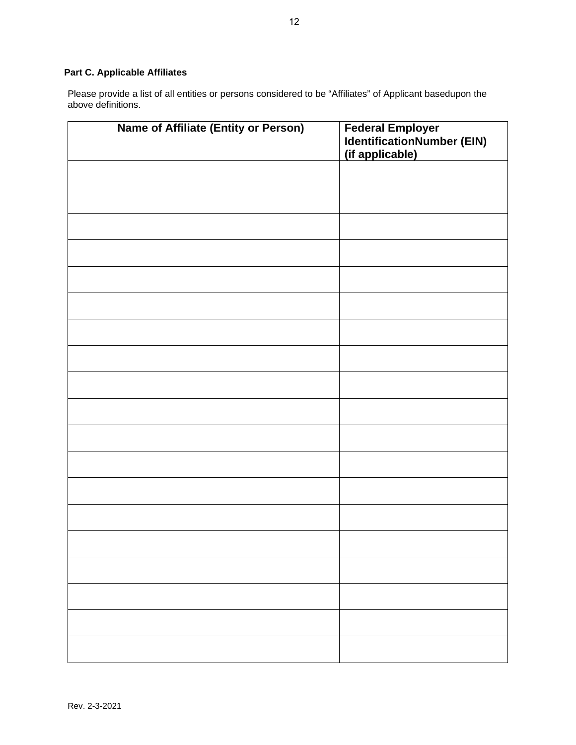**Part C. Applicable Affiliates**

Please provide a list of all entities or persons considered to be "Affiliates" of Applicant basedupon the above definitions.

| Name of Affiliate (Entity or Person) | Federal Employer IdentificationNumber (EIN) (if applicable) |
|---|---|
| | |
| | |
| | |
| | |
| | |
| | |
| | |
| | |
| | |
| | |
| | |
| | |
| | |
| | |
| | |
| | |
| | |
| | |
| | |

Rev. 2-3-2021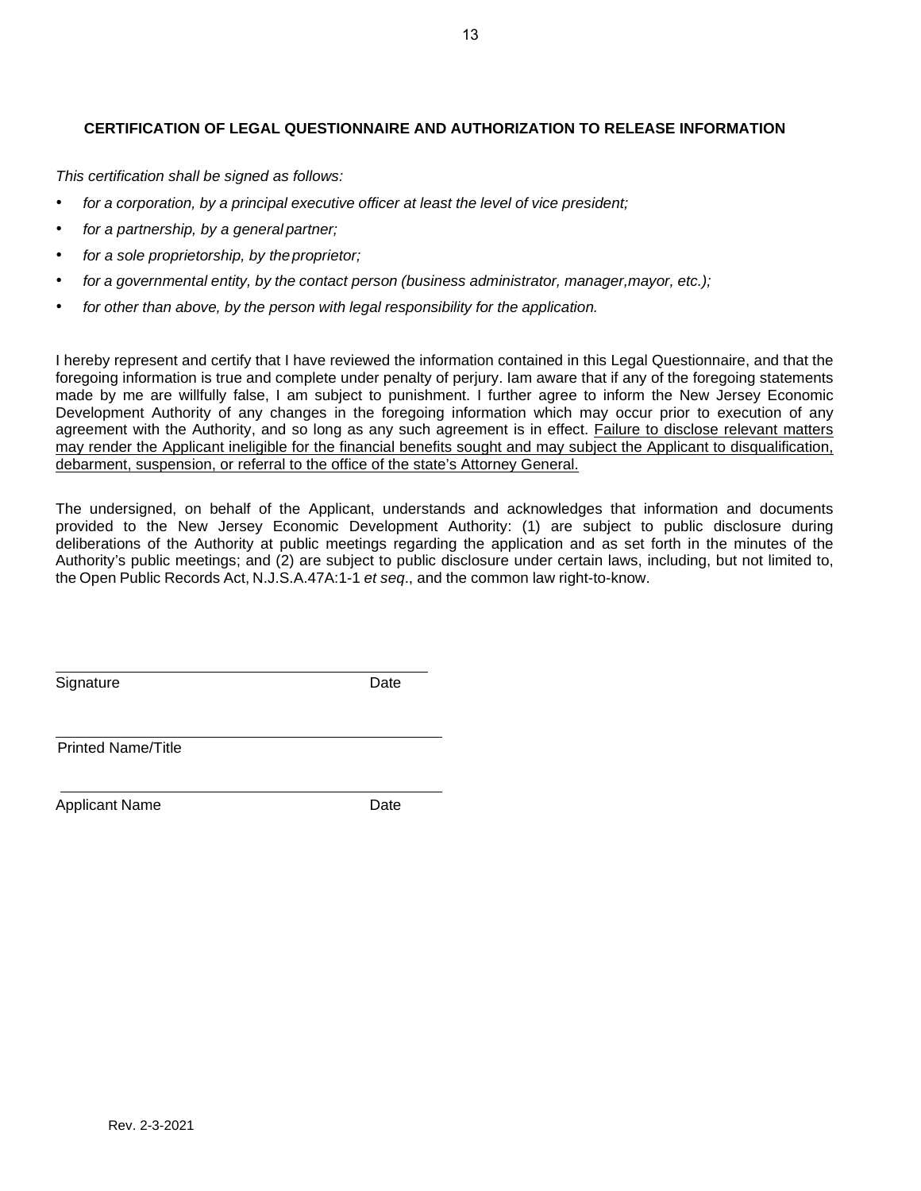**CERTIFICATION OF LEGAL QUESTIONNAIRE AND AUTHORIZATION TO RELEASE INFORMATION**

*This certification shall be signed as follows:*

- *for a corporation, by a principal executive officer at least the level of vice president;*
- *for a partnership, by a general partner;*
- *for a sole proprietorship, by the proprietor;*
- *for a governmental entity, by the contact person (business administrator, manager,mayor, etc.);*
- *for other than above, by the person with legal responsibility for the application.*

I hereby represent and certify that I have reviewed the information contained in this Legal Questionnaire, and that the foregoing information is true and complete under penalty of perjury. Iam aware that if any of the foregoing statements made by me are willfully false, I am subject to punishment. I further agree to inform the New Jersey Economic Development Authority of any changes in the foregoing information which may occur prior to execution of any agreement with the Authority, and so long as any such agreement is in effect. <u>Failure to disclose relevant matters may render the Applicant ineligible for the financial benefits sought and may subject the Applicant to disqualification, debarment, suspension, or referral to the office of the state's Attorney General.</u>

The undersigned, on behalf of the Applicant, understands and acknowledges that information and documents provided to the New Jersey Economic Development Authority: (1) are subject to public disclosure during deliberations of the Authority at public meetings regarding the application and as set forth in the minutes of the Authority's public meetings; and (2) are subject to public disclosure under certain laws, including, but not limited to, the Open Public Records Act, N.J.S.A.47A:1-1 *et seq*., and the common law right-to-know.

\_\_\_\_\_\_\_\_\_\_\_\_\_\_\_\_\_\_\_\_\_\_\_\_\_\_\_\_\_\_\_\_\_\_\_\_\_\_\_\_

Signature Date

\_\_\_\_\_\_\_\_\_\_\_\_\_\_\_\_\_\_\_\_\_\_\_\_\_\_\_\_\_\_\_\_\_\_\_\_\_\_\_\_

Printed Name/Title

\_\_\_\_\_\_\_\_\_\_\_\_\_\_\_\_\_\_\_\_\_\_\_\_\_\_\_\_\_\_\_\_\_\_\_\_\_\_\_\_

Applicant Name Date

Rev. 2-3-2021